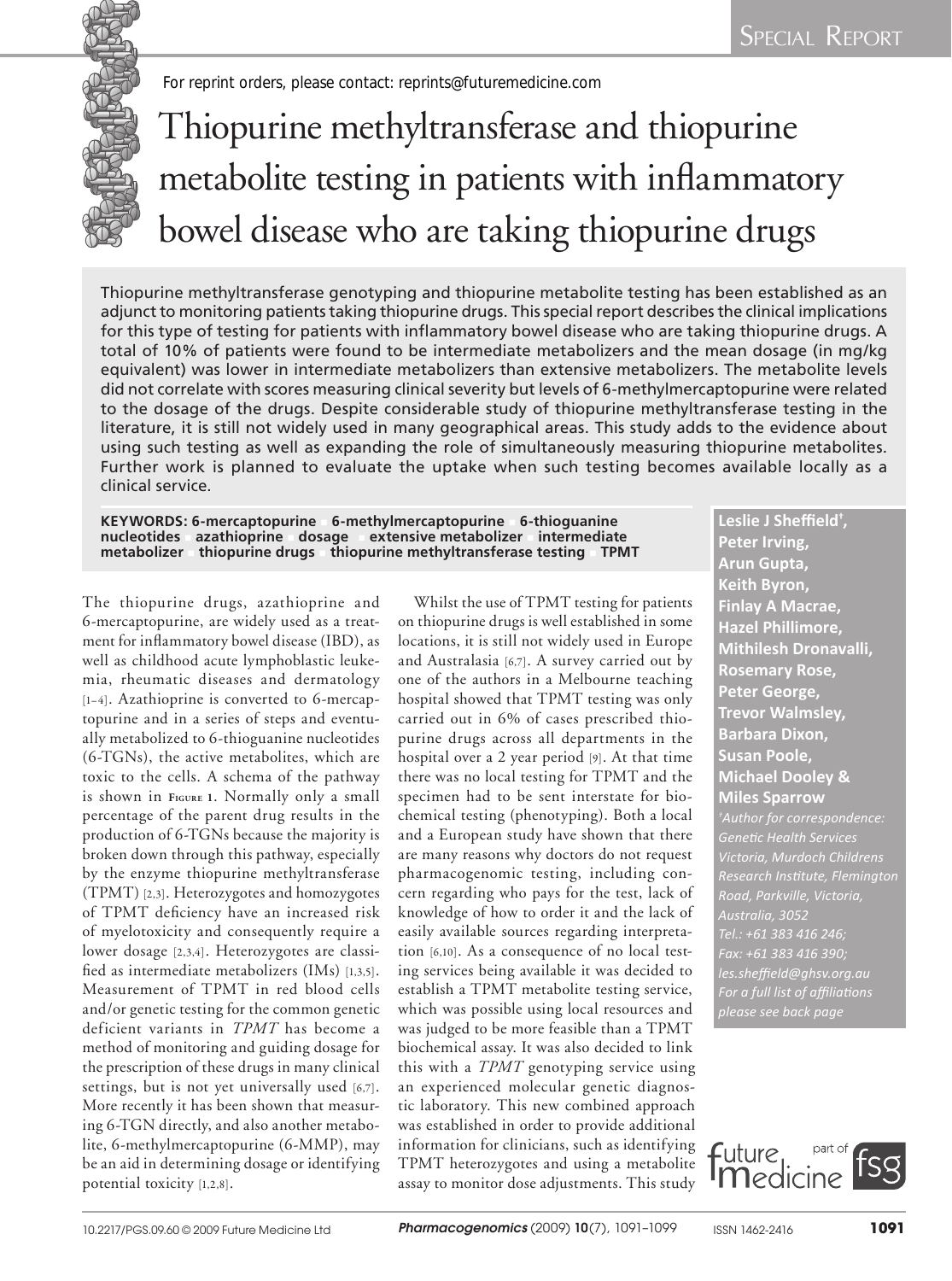# Thiopurine methyltransferase and thiopurine metabolite testing in patients with inflammatory bowel disease who are taking thiopurine drugs

Thiopurine methyltransferase genotyping and thiopurine metabolite testing has been established as an adjunct to monitoring patients taking thiopurine drugs. This special report describes the clinical implications for this type of testing for patients with inflammatory bowel disease who are taking thiopurine drugs. A total of 10% of patients were found to be intermediate metabolizers and the mean dosage (in mg/kg equivalent) was lower in intermediate metabolizers than extensive metabolizers. The metabolite levels did not correlate with scores measuring clinical severity but levels of 6-methylmercaptopurine were related to the dosage of the drugs. Despite considerable study of thiopurine methyltransferase testing in the literature, it is still not widely used in many geographical areas. This study adds to the evidence about using such testing as well as expanding the role of simultaneously measuring thiopurine metabolites. Further work is planned to evaluate the uptake when such testing becomes available locally as a clinical service.

**KEYWORDS: 6-mercaptopurine ▪ 6-methylmercaptopurine ▪ 6-thioguanine nucleotides ▪ azathioprine ▪ dosage ▪ extensive metabolizer ▪ intermediate metabolizer ▪ thiopurine drugs ▪ thiopurine methyltransferase testing ▪ TPMT**

**Leslie J Sheffield†, Peter Irving, Arun Gupta, Keith Byron, Finlay A Macrae, Hazel Phillimore, Mithilesh Dronavalli, Rosemary Rose, Peter George, Trevor Walmsley, Barbara Dixon, Susan Poole, Michael Dooley & Miles Sparrow**

*†Author for correspondence: Genetic Health Services Victoria, Murdoch Childrens Research Institute, Flemington Road, Parkville, Victoria, Australia, 3052 Tel.: +61 383 416 246; Fax: +61 383 416 390; les.sheffield@ghsv.org.au For a full list of affiliations please see back page*

The thiopurine drugs, azathioprine and 6-mercaptopurine, are widely used as a treatment for inflammatory bowel disease (IBD), as well as childhood acute lymphoblastic leukemia, rheumatic diseases and dermatology [1–4]. Azathioprine is converted to 6-mercaptopurine and in a series of steps and eventually metabolized to 6-thioguanine nucleotides (6-TGNs), the active metabolites, which are toxic to the cells. A schema of the pathway is shown in Figure 1. Normally only a small percentage of the parent drug results in the production of 6-TGNs because the majority is broken down through this pathway, especially by the enzyme thiopurine methyltransferase (TPMT) [2,3]. Heterozygotes and homozygotes of TPMT deficiency have an increased risk of myelotoxicity and consequently require a lower dosage [2,3,4]. Heterozygotes are classified as intermediate metabolizers (IMs) [1,3,5]. Measurement of TPMT in red blood cells and/or genetic testing for the common genetic deficient variants in *TPMT* has become a method of monitoring and guiding dosage for the prescription of these drugs in many clinical settings, but is not yet universally used [6,7]. More recently it has been shown that measuring 6-TGN directly, and also another metabolite, 6-methylmercaptopurine (6-MMP), may be an aid in determining dosage or identifying potential toxicity [1,2,8].

Whilst the use of TPMT testing for patients on thiopurine drugs is well established in some locations, it is still not widely used in Europe and Australasia [6,7]. A survey carried out by one of the authors in a Melbourne teaching hospital showed that TPMT testing was only carried out in 6% of cases prescribed thiopurine drugs across all departments in the hospital over a 2 year period [9]. At that time there was no local testing for TPMT and the specimen had to be sent interstate for biochemical testing (phenotyping). Both a local and a European study have shown that there are many reasons why doctors do not request pharmacogenomic testing, including concern regarding who pays for the test, lack of knowledge of how to order it and the lack of easily available sources regarding interpretation [6,10]. As a consequence of no local testing services being available it was decided to establish a TPMT metabolite testing service, which was possible using local resources and was judged to be more feasible than a TPMT biochemical assay. It was also decided to link this with a *TPMT* genotyping service using an experienced molecular genetic diagnostic laboratory. This new combined approach was established in order to provide additional information for clinicians, such as identifying TPMT heterozygotes and using a metabolite assay to monitor dose adjustments. This study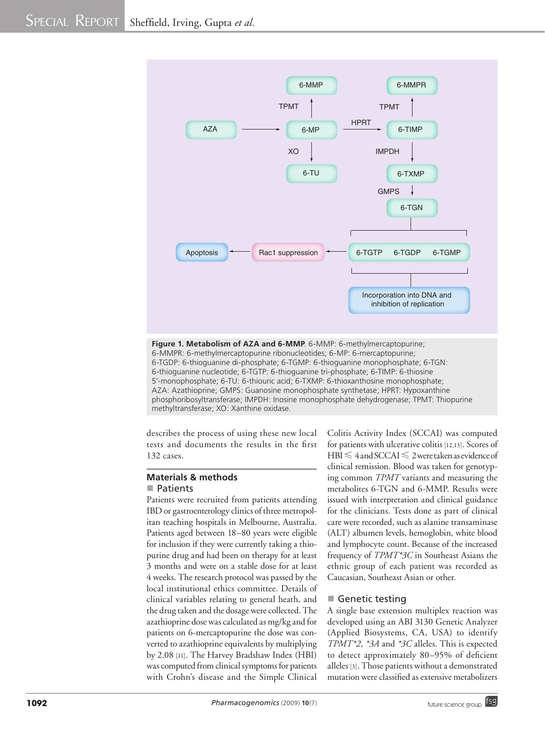**Figure 1. Metabolism of AZA and 6-MMP.** 6-MMP: 6-methylmercaptopurine; 6-MMPR: 6-methylmercaptopurine ribonucleotides; 6-MP: 6-mercaptopurine; 6-TGDP: 6-thioguanine di-phosphate; 6-TGMP: 6-thioguanine monophosphate; 6-TGN: 6-thioguanine nucleotide; 6-TGTP: 6-thioguanine tri-phosphate; 6-TIMP: 6-thiosine 5′-monophosphate; 6-TU: 6-thiouric acid; 6-TXMP: 6-thioxanthosine monophosphate; AZA: Azathioprine; GMPS: Guanosine monophosphate synthetase; HPRT: Hypoxanthine phosphoribosyltransferase; IMPDH: Inosine monophosphate dehydrogenase; TPMT: Thiopurine methyltransferase; XO: Xanthine oxidase.

describes the process of using these new local tests and documents the results in the first 132 cases.

## Materials & methods

### Patients

Patients were recruited from patients attending IBD or gastroenterology clinics of three metropolitan teaching hospitals in Melbourne, Australia. Patients aged between 18–80 years were eligible for inclusion if they were currently taking a thiopurine drug and had been on therapy for at least 3 months and were on a stable dose for at least 4 weeks. The research protocol was passed by the local institutional ethics committee. Details of clinical variables relating to general heath, and the drug taken and the dosage were collected. The azathioprine dose was calculated as mg/kg and for patients on 6-mercaptopurine the dose was converted to azathioprine equivalents by multiplying by 2.08 [11]. The Harvey Bradshaw Index (HBI) was computed from clinical symptoms for patients with Crohn's disease and the Simple Clinical Colitis Activity Index (SCCAI) was computed for patients with ulcerative colitis [12,13]. Scores of HBI $\leq 4$ and SCCAI $\leq 2$ were taken as evidence of clinical remission. Blood was taken for genotyping common *TPMT* variants and measuring the metabolites 6-TGN and 6-MMP. Results were issued with interpretation and clinical guidance for the clinicians. Tests done as part of clinical care were recorded, such as alanine transaminase (ALT) albumen levels, hemoglobin, white blood and lymphocyte count. Because of the increased frequency of *TPMT\*3C* in Southeast Asians the ethnic group of each patient was recorded as Caucasian, Southeast Asian or other.

### Genetic testing

A single base extension multiplex reaction was developed using an ABI 3130 Genetic Analyzer (Applied Biosystems, CA, USA) to identify *TPMT\*2*, *\*3A* and *\*3C* alleles. This is expected to detect approximately 80–95% of deficient alleles [3]. Those patients without a demonstrated mutation were classified as extensive metabolizers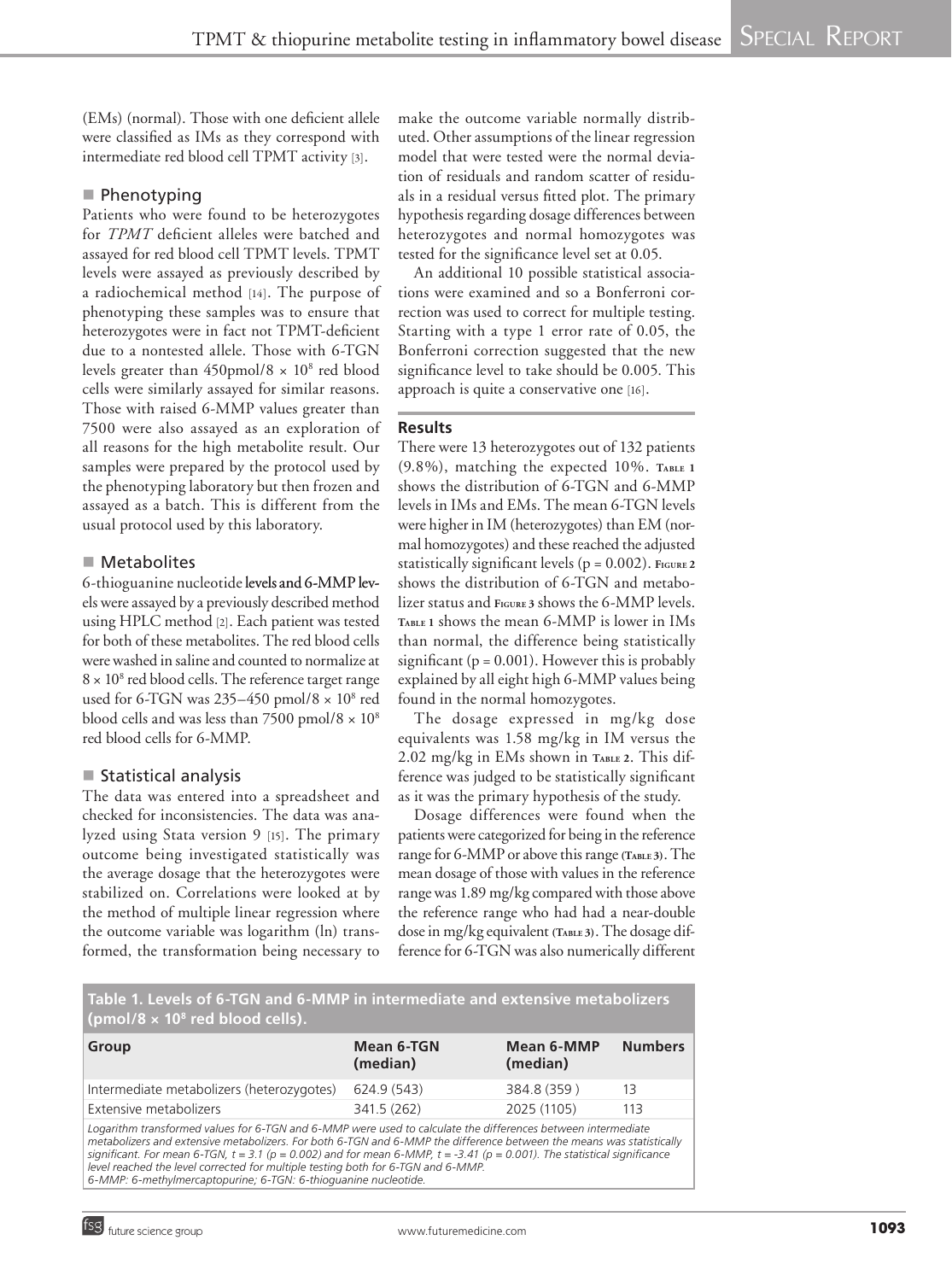(EMs) (normal). Those with one deficient allele were classified as IMs as they correspond with intermediate red blood cell TPMT activity [3].

## Phenotyping

Patients who were found to be heterozygotes for *TPMT* deficient alleles were batched and assayed for red blood cell TPMT levels. TPMT levels were assayed as previously described by a radiochemical method [14]. The purpose of phenotyping these samples was to ensure that heterozygotes were in fact not TPMT-deficient due to a nontested allele. Those with 6-TGN levels greater than 450pmol/8 × $10^8$ red blood cells were similarly assayed for similar reasons. Those with raised 6-MMP values greater than 7500 were also assayed as an exploration of all reasons for the high metabolite result. Our samples were prepared by the protocol used by the phenotyping laboratory but then frozen and assayed as a batch. This is different from the usual protocol used by this laboratory.

## Metabolites

6-thioguanine nucleotide levels and 6-MMP levels were assayed by a previously described method using HPLC method [2]. Each patient was tested for both of these metabolites. The red blood cells were washed in saline and counted to normalize at 8 × $10^8$ red blood cells. The reference target range used for 6-TGN was 235–450 pmol/8 × $10^8$ red blood cells and was less than 7500 pmol/8 × $10^8$ red blood cells for 6-MMP.

## Statistical analysis

The data was entered into a spreadsheet and checked for inconsistencies. The data was analyzed using Stata version 9 [15]. The primary outcome being investigated statistically was the average dosage that the heterozygotes were stabilized on. Correlations were looked at by the method of multiple linear regression where the outcome variable was logarithm (ln) transformed, the transformation being necessary to make the outcome variable normally distributed. Other assumptions of the linear regression model that were tested were the normal deviation of residuals and random scatter of residuals in a residual versus fitted plot. The primary hypothesis regarding dosage differences between heterozygotes and normal homozygotes was tested for the significance level set at 0.05.

An additional 10 possible statistical associations were examined and so a Bonferroni correction was used to correct for multiple testing. Starting with a type 1 error rate of 0.05, the Bonferroni correction suggested that the new significance level to take should be 0.005. This approach is quite a conservative one [16].

## Results

There were 13 heterozygotes out of 132 patients (9.8%), matching the expected 10%. **Table 1** shows the distribution of 6-TGN and 6-MMP levels in IMs and EMs. The mean 6-TGN levels were higher in IM (heterozygotes) than EM (normal homozygotes) and these reached the adjusted statistically significant levels ($p = 0.002$). **Figure 2** shows the distribution of 6-TGN and metabolizer status and **Figure 3** shows the 6-MMP levels. **Table 1** shows the mean 6-MMP is lower in IMs than normal, the difference being statistically significant ($p = 0.001$). However this is probably explained by all eight high 6-MMP values being found in the normal homozygotes.

The dosage expressed in mg/kg dose equivalents was 1.58 mg/kg in IM versus the 2.02 mg/kg in EMs shown in **Table 2**. This difference was judged to be statistically significant as it was the primary hypothesis of the study.

Dosage differences were found when the patients were categorized for being in the reference range for 6-MMP or above this range **(Table 3)**. The mean dosage of those with values in the reference range was 1.89 mg/kg compared with those above the reference range who had had a near-double dose in mg/kg equivalent **(Table 3)**. The dosage difference for 6-TGN was also numerically different

**Table 1. Levels of 6-TGN and 6-MMP in intermediate and extensive metabolizers (pmol/8 × $10^8$ red blood cells).**

| Group | Mean 6-TGN (median) | Mean 6-MMP (median) | Numbers |
|---|---|---|---|
| Intermediate metabolizers (heterozygotes) | 624.9 (543) | 384.8 (359 ) | 13 |
| Extensive metabolizers | 341.5 (262) | 2025 (1105) | 113 |

*Logarithm transformed values for 6-TGN and 6-MMP were used to calculate the differences between intermediate metabolizers and extensive metabolizers. For both 6-TGN and 6-MMP the difference between the means was statistically significant. For mean 6-TGN, $t = 3.1$ ($p = 0.002$) and for mean 6-MMP, $t = -3.41$ ($p = 0.001$). The statistical significance level reached the level corrected for multiple testing both for 6-TGN and 6-MMP.*
*6-MMP: 6-methylmercaptopurine; 6-TGN: 6-thioguanine nucleotide.*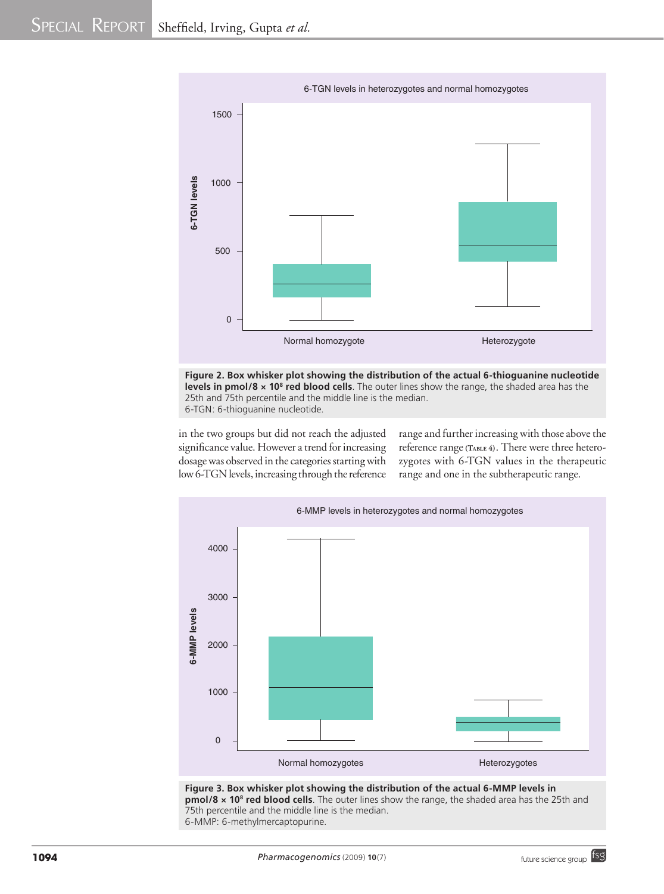**Figure 2. Box whisker plot showing the distribution of the actual 6-thioguanine nucleotide levels in pmol/8 × $10^8$ red blood cells**. The outer lines show the range, the shaded area has the 25th and 75th percentile and the middle line is the median.
6-TGN: 6-thioguanine nucleotide.

in the two groups but did not reach the adjusted significance value. However a trend for increasing dosage was observed in the categories starting with low 6-TGN levels, increasing through the reference range and further increasing with those above the reference range (Table 4). There were three heterozygotes with 6-TGN values in the therapeutic range and one in the subtherapeutic range.

**Figure 3. Box whisker plot showing the distribution of the actual 6-MMP levels in pmol/8 × $10^8$ red blood cells**. The outer lines show the range, the shaded area has the 25th and 75th percentile and the middle line is the median.
6-MMP: 6-methylmercaptopurine.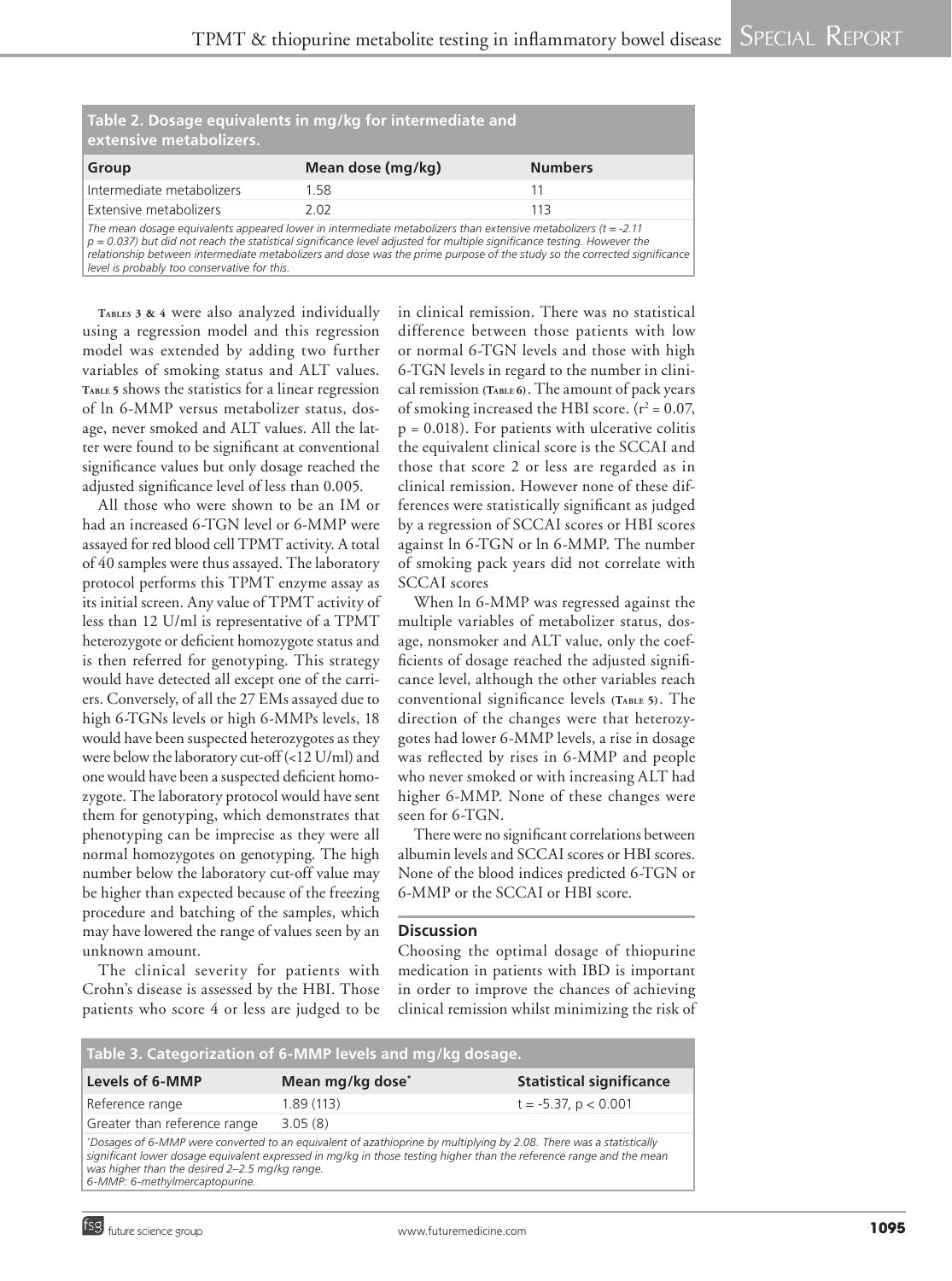**Table 2. Dosage equivalents in mg/kg for intermediate and extensive metabolizers.**

| Group | Mean dose (mg/kg) | Numbers |
|---|---|---|
| Intermediate metabolizers | 1.58 | 11 |
| Extensive metabolizers | 2.02 | 113 |

*The mean dosage equivalents appeared lower in intermediate metabolizers than extensive metabolizers (t = -2.11 p = 0.037) but did not reach the statistical significance level adjusted for multiple significance testing. However the relationship between intermediate metabolizers and dose was the prime purpose of the study so the corrected significance level is probably too conservative for this.*

Tables 3 & 4 were also analyzed individually using a regression model and this regression model was extended by adding two further variables of smoking status and ALT values. Table 5 shows the statistics for a linear regression of ln 6-MMP versus metabolizer status, dosage, never smoked and ALT values. All the latter were found to be significant at conventional significance values but only dosage reached the adjusted significance level of less than 0.005.

All those who were shown to be an IM or had an increased 6-TGN level or 6-MMP were assayed for red blood cell TPMT activity. A total of 40 samples were thus assayed. The laboratory protocol performs this TPMT enzyme assay as its initial screen. Any value of TPMT activity of less than 12 U/ml is representative of a TPMT heterozygote or deficient homozygote status and is then referred for genotyping. This strategy would have detected all except one of the carriers. Conversely, of all the 27 EMs assayed due to high 6-TGNs levels or high 6-MMPs levels, 18 would have been suspected heterozygotes as they were below the laboratory cut-off (<12 U/ml) and one would have been a suspected deficient homozygote. The laboratory protocol would have sent them for genotyping, which demonstrates that phenotyping can be imprecise as they were all normal homozygotes on genotyping. The high number below the laboratory cut-off value may be higher than expected because of the freezing procedure and batching of the samples, which may have lowered the range of values seen by an unknown amount.

The clinical severity for patients with Crohn's disease is assessed by the HBI. Those patients who score 4 or less are judged to be in clinical remission. There was no statistical difference between those patients with low or normal 6-TGN levels and those with high 6-TGN levels in regard to the number in clinical remission (Table 6). The amount of pack years of smoking increased the HBI score. ($r^2 = 0.07$, $p = 0.018$). For patients with ulcerative colitis the equivalent clinical score is the SCCAI and those that score 2 or less are regarded as in clinical remission. However none of these differences were statistically significant as judged by a regression of SCCAI scores or HBI scores against ln 6-TGN or ln 6-MMP. The number of smoking pack years did not correlate with SCCAI scores

When ln 6-MMP was regressed against the multiple variables of metabolizer status, dosage, nonsmoker and ALT value, only the coefficients of dosage reached the adjusted significance level, although the other variables reach conventional significance levels (Table 5). The direction of the changes were that heterozygotes had lower 6-MMP levels, a rise in dosage was reflected by rises in 6-MMP and people who never smoked or with increasing ALT had higher 6-MMP. None of these changes were seen for 6-TGN.

There were no significant correlations between albumin levels and SCCAI scores or HBI scores. None of the blood indices predicted 6-TGN or 6-MMP or the SCCAI or HBI score.

## Discussion

Choosing the optimal dosage of thiopurine medication in patients with IBD is important in order to improve the chances of achieving clinical remission whilst minimizing the risk of

**Table 3. Categorization of 6-MMP levels and mg/kg dosage.**

| Levels of 6-MMP | Mean mg/kg dose* | Statistical significance |
|---|---|---|
| Reference range | 1.89 (113) | t = -5.37, p < 0.001 |
| Greater than reference range | 3.05 (8) | |

*Dosages of 6-MMP were converted to an equivalent of azathioprine by multiplying by 2.08. There was a statistically significant lower dosage equivalent expressed in mg/kg in those testing higher than the reference range and the mean was higher than the desired 2–2.5 mg/kg range.*
*6-MMP: 6-methylmercaptopurine.*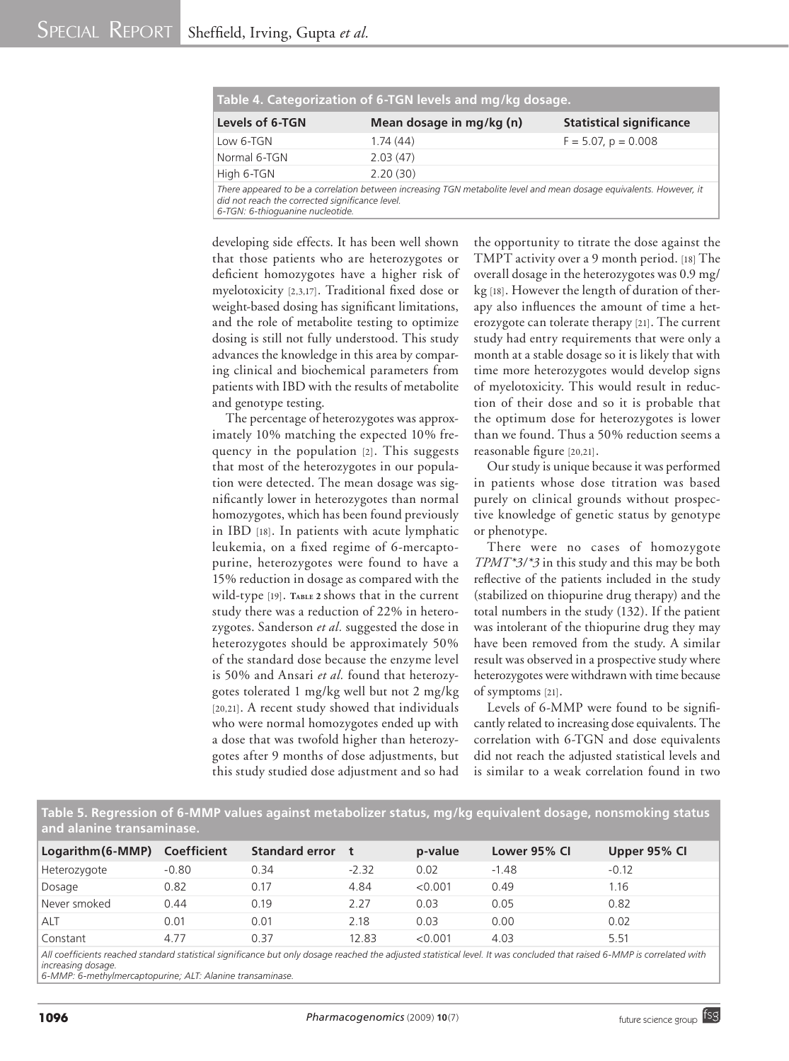**Table 4. Categorization of 6-TGN levels and mg/kg dosage.**

| Levels of 6-TGN | Mean dosage in mg/kg (n) | Statistical significance |
|---|---|---|
| Low 6-TGN | 1.74 (44) | $F = 5.07$, $p = 0.008$ |
| Normal 6-TGN | 2.03 (47) | |
| High 6-TGN | 2.20 (30) | |

*There appeared to be a correlation between increasing TGN metabolite level and mean dosage equivalents. However, it did not reach the corrected significance level.*
*6-TGN: 6-thioguanine nucleotide.*

developing side effects. It has been well shown that those patients who are heterozygotes or deficient homozygotes have a higher risk of myelotoxicity [2,3,17]. Traditional fixed dose or weight-based dosing has significant limitations, and the role of metabolite testing to optimize dosing is still not fully understood. This study advances the knowledge in this area by comparing clinical and biochemical parameters from patients with IBD with the results of metabolite and genotype testing.

The percentage of heterozygotes was approximately 10% matching the expected 10% frequency in the population [2]. This suggests that most of the heterozygotes in our population were detected. The mean dosage was significantly lower in heterozygotes than normal homozygotes, which has been found previously in IBD [18]. In patients with acute lymphatic leukemia, on a fixed regime of 6-mercaptopurine, heterozygotes were found to have a 15% reduction in dosage as compared with the wild-type [19]. **Table 2** shows that in the current study there was a reduction of 22% in heterozygotes. Sanderson *et al.* suggested the dose in heterozygotes should be approximately 50% of the standard dose because the enzyme level is 50% and Ansari *et al.* found that heterozygotes tolerated 1 mg/kg well but not 2 mg/kg [20,21]. A recent study showed that individuals who were normal homozygotes ended up with a dose that was twofold higher than heterozygotes after 9 months of dose adjustments, but this study studied dose adjustment and so had the opportunity to titrate the dose against the TMPT activity over a 9 month period. [18] The overall dosage in the heterozygotes was 0.9 mg/kg [18]. However the length of duration of therapy also influences the amount of time a heterozygote can tolerate therapy [21]. The current study had entry requirements that were only a month at a stable dosage so it is likely that with time more heterozygotes would develop signs of myelotoxicity. This would result in reduction of their dose and so it is probable that the optimum dose for heterozygotes is lower than we found. Thus a 50% reduction seems a reasonable figure [20,21].

Our study is unique because it was performed in patients whose dose titration was based purely on clinical grounds without prospective knowledge of genetic status by genotype or phenotype.

There were no cases of homozygote *TPMT\*3/\*3* in this study and this may be both reflective of the patients included in the study (stabilized on thiopurine drug therapy) and the total numbers in the study (132). If the patient was intolerant of the thiopurine drug they may have been removed from the study. A similar result was observed in a prospective study where heterozygotes were withdrawn with time because of symptoms [21].

Levels of 6-MMP were found to be significantly related to increasing dose equivalents. The correlation with 6-TGN and dose equivalents did not reach the adjusted statistical levels and is similar to a weak correlation found in two

**Table 5. Regression of 6-MMP values against metabolizer status, mg/kg equivalent dosage, nonsmoking status and alanine transaminase.**

| Logarithm(6-MMP) | Coefficient | Standard error | t | p-value | Lower 95% CI | Upper 95% CI |
|---|---|---|---|---|---|---|
| Heterozygote | -0.80 | 0.34 | -2.32 | 0.02 | -1.48 | -0.12 |
| Dosage | 0.82 | 0.17 | 4.84 | <0.001 | 0.49 | 1.16 |
| Never smoked | 0.44 | 0.19 | 2.27 | 0.03 | 0.05 | 0.82 |
| ALT | 0.01 | 0.01 | 2.18 | 0.03 | 0.00 | 0.02 |
| Constant | 4.77 | 0.37 | 12.83 | <0.001 | 4.03 | 5.51 |

*All coefficients reached standard statistical significance but only dosage reached the adjusted statistical level. It was concluded that raised 6-MMP is correlated with increasing dosage.*
*6-MMP: 6-methylmercaptopurine; ALT: Alanine transaminase.*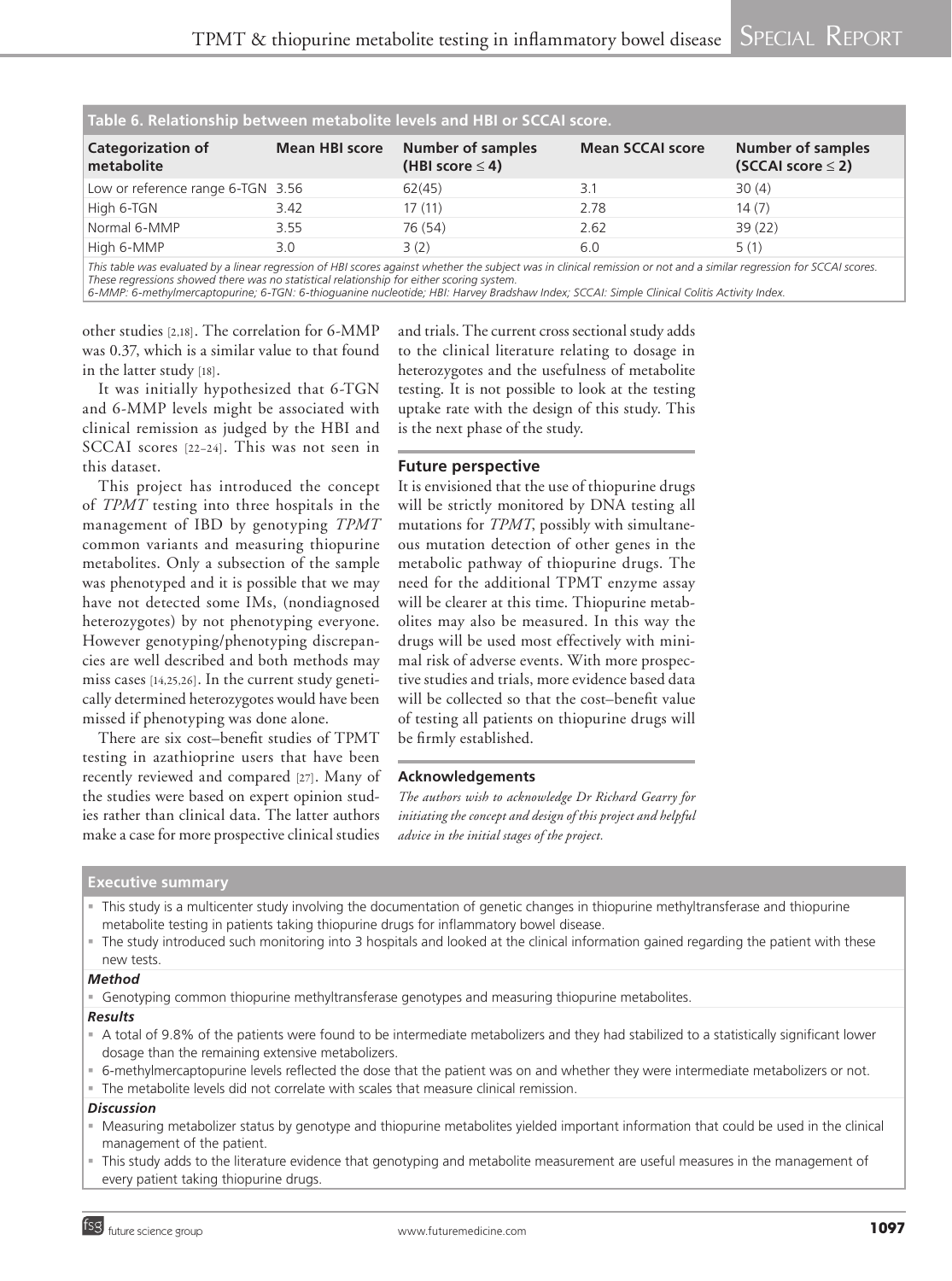**Table 6. Relationship between metabolite levels and HBI or SCCAI score.**

| Categorization of metabolite | Mean HBI score | Number of samples (HBI score ≤ 4) | Mean SCCAI score | Number of samples (SCCAI score ≤ 2) |
|---|---|---|---|---|
| Low or reference range 6-TGN | 3.56 | 62(45) | 3.1 | 30 (4) |
| High 6-TGN | 3.42 | 17 (11) | 2.78 | 14 (7) |
| Normal 6-MMP | 3.55 | 76 (54) | 2.62 | 39 (22) |
| High 6-MMP | 3.0 | 3 (2) | 6.0 | 5 (1) |

*This table was evaluated by a linear regression of HBI scores against whether the subject was in clinical remission or not and a similar regression for SCCAI scores. These regressions showed there was no statistical relationship for either scoring system.*
*6-MMP: 6-methylmercaptopurine; 6-TGN: 6-thioguanine nucleotide; HBI: Harvey Bradshaw Index; SCCAI: Simple Clinical Colitis Activity Index.*

other studies [2,18]. The correlation for 6-MMP was 0.37, which is a similar value to that found in the latter study [18].

It was initially hypothesized that 6-TGN and 6-MMP levels might be associated with clinical remission as judged by the HBI and SCCAI scores [22–24]. This was not seen in this dataset.

This project has introduced the concept of *TPMT* testing into three hospitals in the management of IBD by genotyping *TPMT* common variants and measuring thiopurine metabolites. Only a subsection of the sample was phenotyped and it is possible that we may have not detected some IMs, (nondiagnosed heterozygotes) by not phenotyping everyone. However genotyping/phenotyping discrepancies are well described and both methods may miss cases [14,25,26]. In the current study genetically determined heterozygotes would have been missed if phenotyping was done alone.

There are six cost–benefit studies of TPMT testing in azathioprine users that have been recently reviewed and compared [27]. Many of the studies were based on expert opinion studies rather than clinical data. The latter authors make a case for more prospective clinical studies and trials. The current cross sectional study adds to the clinical literature relating to dosage in heterozygotes and the usefulness of metabolite testing. It is not possible to look at the testing uptake rate with the design of this study. This is the next phase of the study.

## Future perspective

It is envisioned that the use of thiopurine drugs will be strictly monitored by DNA testing all mutations for *TPMT*, possibly with simultaneous mutation detection of other genes in the metabolic pathway of thiopurine drugs. The need for the additional TPMT enzyme assay will be clearer at this time. Thiopurine metabolites may also be measured. In this way the drugs will be used most effectively with minimal risk of adverse events. With more prospective studies and trials, more evidence based data will be collected so that the cost–benefit value of testing all patients on thiopurine drugs will be firmly established.

## Acknowledgements

*The authors wish to acknowledge Dr Richard Gearry for initiating the concept and design of this project and helpful advice in the initial stages of the project.*

## Executive summary

- This study is a multicenter study involving the documentation of genetic changes in thiopurine methyltransferase and thiopurine metabolite testing in patients taking thiopurine drugs for inflammatory bowel disease.
- The study introduced such monitoring into 3 hospitals and looked at the clinical information gained regarding the patient with these new tests.

### *Method*

- Genotyping common thiopurine methyltransferase genotypes and measuring thiopurine metabolites.

### *Results*

- A total of 9.8% of the patients were found to be intermediate metabolizers and they had stabilized to a statistically significant lower dosage than the remaining extensive metabolizers.
- 6-methylmercaptopurine levels reflected the dose that the patient was on and whether they were intermediate metabolizers or not.
- The metabolite levels did not correlate with scales that measure clinical remission.

### *Discussion*

- Measuring metabolizer status by genotype and thiopurine metabolites yielded important information that could be used in the clinical management of the patient.
- This study adds to the literature evidence that genotyping and metabolite measurement are useful measures in the management of every patient taking thiopurine drugs.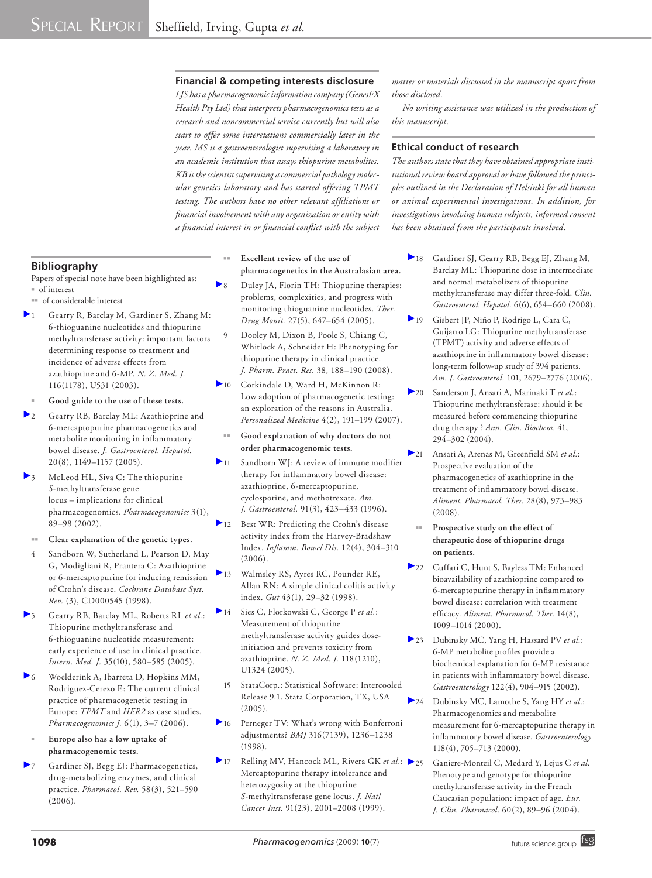## Financial & competing interests disclosure

*LJS has a pharmacogenomic information company (GenesFX Health Pty Ltd) that interprets pharmacogenomics tests as a research and noncommercial service currently but will also start to offer some interetations commercially later in the year. MS is a gastroenterologist supervising a laboratory in an academic institution that assays thiopurine metabolites. KB is the scientist supervising a commercial pathology molecular genetics laboratory and has started offering TPMT testing. The authors have no other relevant affiliations or financial involvement with any organization or entity with a financial interest in or financial conflict with the subject matter or materials discussed in the manuscript apart from those disclosed.*

*No writing assistance was utilized in the production of this manuscript.*

## Ethical conduct of research

*The authors state that they have obtained appropriate institutional review board approval or have followed the principles outlined in the Declaration of Helsinki for all human or animal experimental investigations. In addition, for investigations involving human subjects, informed consent has been obtained from the participants involved.*

## Bibliography

Papers of special note have been highlighted as:
- ▪ of interest
- ▪▪ of considerable interest

1. Gearry R, Barclay M, Gardiner S, Zhang M: 6-thioguanine nucleotides and thiopurine methyltransferase activity: important factors determining response to treatment and incidence of adverse effects from azathioprine and 6-MP. *N. Z. Med. J.* 116(1178), U531 (2003).
   - ▪ **Good guide to the use of these tests.**
2. Gearry RB, Barclay ML: Azathioprine and 6-mercaptopurine pharmacogenetics and metabolite monitoring in inflammatory bowel disease. *J. Gastroenterol. Hepatol.* 20(8), 1149–1157 (2005).
3. McLeod HL, Siva C: The thiopurine *S*-methyltransferase gene locus – implications for clinical pharmacogenomics. *Pharmacogenomics* 3(1), 89–98 (2002).
   - ▪▪ **Clear explanation of the genetic types.**
4. Sandborn W, Sutherland L, Pearson D, May G, Modigliani R, Prantera C: Azathioprine or 6-mercaptopurine for inducing remission of Crohn's disease. *Cochrane Database Syst. Rev.* (3), CD000545 (1998).
5. Gearry RB, Barclay ML, Roberts RL *et al.*: Thiopurine methyltransferase and 6-thioguanine nucleotide measurement: early experience of use in clinical practice. *Intern. Med. J.* 35(10), 580–585 (2005).
6. Woelderink A, Ibarreta D, Hopkins MM, Rodriguez-Cerezo E: The current clinical practice of pharmacogenetic testing in Europe: *TPMT* and *HER2* as case studies. *Pharmacogenomics J.* 6(1), 3–7 (2006).
   - ▪ **Europe also has a low uptake of pharmacogenomic tests.**
7. Gardiner SJ, Begg EJ: Pharmacogenetics, drug-metabolizing enzymes, and clinical practice. *Pharmacol. Rev.* 58(3), 521–590 (2006).
   - ▪▪ **Excellent review of the use of pharmacogenetics in the Australasian area.**
8. Duley JA, Florin TH: Thiopurine therapies: problems, complexities, and progress with monitoring thioguanine nucleotides. *Ther. Drug Monit.* 27(5), 647–654 (2005).
9. Dooley M, Dixon B, Poole S, Chiang C, Whitlock A, Schneider H: Phenotyping for thiopurine therapy in clinical practice. *J. Pharm. Pract. Res.* 38, 188–190 (2008).
10. Corkindale D, Ward H, McKinnon R: Low adoption of pharmacogenetic testing: an exploration of the reasons in Australia. *Personalized Medicine* 4(2), 191–199 (2007).
    - ▪▪ **Good explanation of why doctors do not order pharmacogenomic tests.**
11. Sandborn WJ: A review of immune modifier therapy for inflammatory bowel disease: azathioprine, 6-mercaptopurine, cyclosporine, and methotrexate. *Am. J. Gastroenterol.* 91(3), 423–433 (1996).
12. Best WR: Predicting the Crohn's disease activity index from the Harvey-Bradshaw Index. *Inflamm. Bowel Dis.* 12(4), 304–310 (2006).
13. Walmsley RS, Ayres RC, Pounder RE, Allan RN: A simple clinical colitis activity index. *Gut* 43(1), 29–32 (1998).
14. Sies C, Florkowski C, George P *et al.*: Measurement of thiopurine methyltransferase activity guides dose-initiation and prevents toxicity from azathioprine. *N. Z. Med. J.* 118(1210), U1324 (2005).
15. StataCorp.: Statistical Software: Intercooled Release 9.1. Stata Corporation, TX, USA (2005).
16. Perneger TV: What's wrong with Bonferroni adjustments? *BMJ* 316(7139), 1236–1238 (1998).
17. Relling MV, Hancock ML, Rivera GK *et al.*: Mercaptopurine therapy intolerance and heterozygosity at the thiopurine *S*-methyltransferase gene locus. *J. Natl Cancer Inst.* 91(23), 2001–2008 (1999).
18. Gardiner SJ, Gearry RB, Begg EJ, Zhang M, Barclay ML: Thiopurine dose in intermediate and normal metabolizers of thiopurine methyltransferase may differ three-fold. *Clin. Gastroenterol. Hepatol.* 6(6), 654–660 (2008).
19. Gisbert JP, Niño P, Rodrigo L, Cara C, Guijarro LG: Thiopurine methyltransferase (TPMT) activity and adverse effects of azathioprine in inflammatory bowel disease: long-term follow-up study of 394 patients. *Am. J. Gastroenterol.* 101, 2679–2776 (2006).
20. Sanderson J, Ansari A, Marinaki T *et al.*: Thiopurine methyltransferase: should it be measured before commencing thiopurine drug therapy ? *Ann. Clin. Biochem.* 41, 294–302 (2004).
21. Ansari A, Arenas M, Greenfield SM *et al.*: Prospective evaluation of the pharmacogenetics of azathioprine in the treatment of inflammatory bowel disease. *Aliment. Pharmacol. Ther.* 28(8), 973–983 (2008).
    - ▪▪ **Prospective study on the effect of therapeutic dose of thiopurine drugs on patients.**
22. Cuffari C, Hunt S, Bayless TM: Enhanced bioavailability of azathioprine compared to 6-mercaptopurine therapy in inflammatory bowel disease: correlation with treatment efficacy. *Aliment. Pharmacol. Ther.* 14(8), 1009–1014 (2000).
23. Dubinsky MC, Yang H, Hassard PV *et al.*: 6-MP metabolite profiles provide a biochemical explanation for 6-MP resistance in patients with inflammatory bowel disease. *Gastroenterology* 122(4), 904–915 (2002).
24. Dubinsky MC, Lamothe S, Yang HY *et al.*: Pharmacogenomics and metabolite measurement for 6-mercaptopurine therapy in inflammatory bowel disease. *Gastroenterology* 118(4), 705–713 (2000).
25. Ganiere-Monteil C, Medard Y, Lejus C *et al.* Phenotype and genotype for thiopurine methyltransferase activity in the French Caucasian population: impact of age. *Eur. J. Clin. Pharmacol.* 60(2), 89–96 (2004).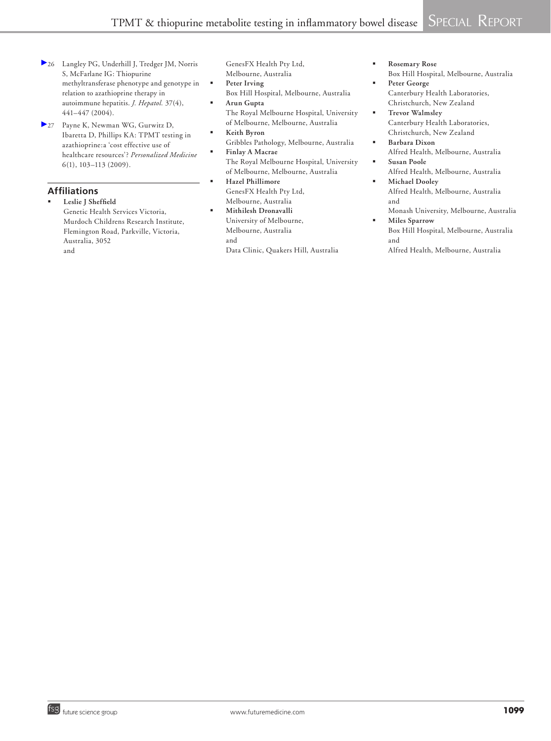26 Langley PG, Underhill J, Tredger JM, Norris S, McFarlane IG: Thiopurine methyltransferase phenotype and genotype in relation to azathioprine therapy in autoimmune hepatitis. *J. Hepatol.* 37(4), 441–447 (2004).

27 Payne K, Newman WG, Gurwitz D, Ibaretta D, Phillips KA: TPMT testing in azathioprine:a 'cost effective use of healthcare resources'? *Personalized Medicine* 6(1), 103–113 (2009).

## Affiliations

- **Leslie J Sheffield**
  Genetic Health Services Victoria, Murdoch Childrens Research Institute, Flemington Road, Parkville, Victoria, Australia, 3052
  and
  GenesFX Health Pty Ltd, Melbourne, Australia
- **Peter Irving**
  Box Hill Hospital, Melbourne, Australia
- **Arun Gupta**
  The Royal Melbourne Hospital, University of Melbourne, Melbourne, Australia
- **Keith Byron**
  Gribbles Pathology, Melbourne, Australia
- **Finlay A Macrae**
  The Royal Melbourne Hospital, University of Melbourne, Melbourne, Australia
- **Hazel Phillimore**
  GenesFX Health Pty Ltd, Melbourne, Australia
- **Mithilesh Dronavalli**
  University of Melbourne, Melbourne, Australia
  and
  Data Clinic, Quakers Hill, Australia
- **Rosemary Rose**
  Box Hill Hospital, Melbourne, Australia
- **Peter George**
  Canterbury Health Laboratories, Christchurch, New Zealand
- **Trevor Walmsley**
  Canterbury Health Laboratories, Christchurch, New Zealand
- **Barbara Dixon**
  Alfred Health, Melbourne, Australia
- **Susan Poole**
  Alfred Health, Melbourne, Australia
- **Michael Dooley**
  Alfred Health, Melbourne, Australia
  and
  Monash University, Melbourne, Australia
- **Miles Sparrow**
  Box Hill Hospital, Melbourne, Australia
  and
  Alfred Health, Melbourne, Australia